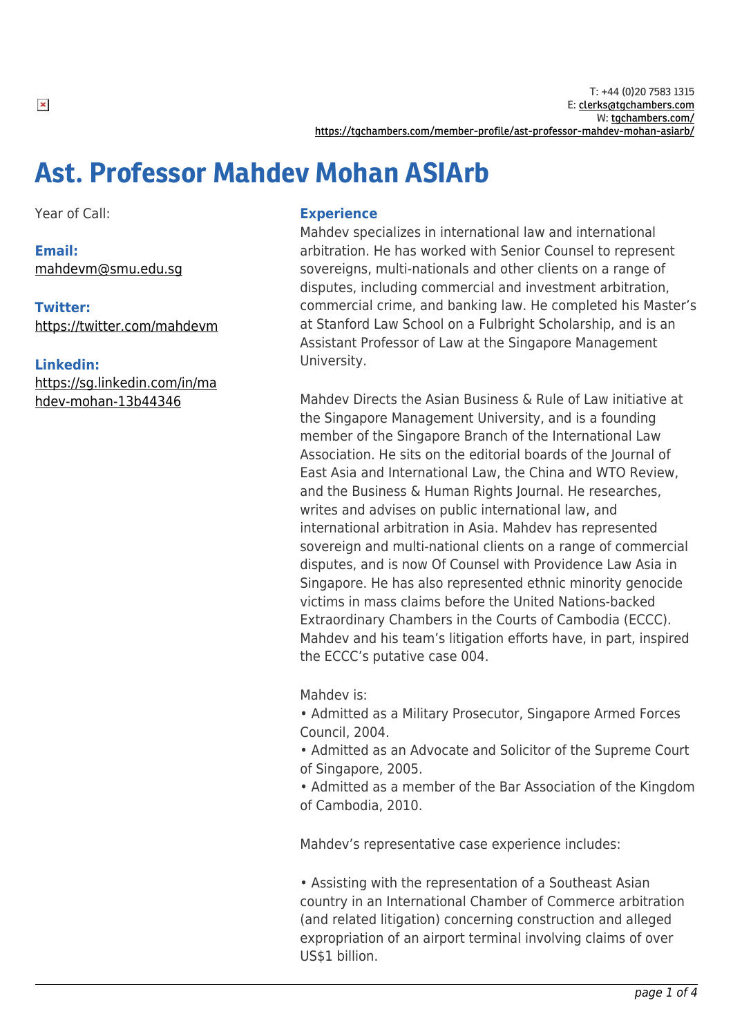T: +44 (0)20 7583 1315
E: clerks@tgchambers.com
W: tgchambers.com/
https://tgchambers.com/member-profile/ast-professor-mahdev-mohan-asiarb/

# Ast. Professor Mahdev Mohan ASIArb

Year of Call:

**Email:**
mahdevm@smu.edu.sg

**Twitter:**
https://twitter.com/mahdevm

**Linkedin:**
https://sg.linkedin.com/in/mahdev-mohan-13b44346

## Experience

Mahdev specializes in international law and international arbitration. He has worked with Senior Counsel to represent sovereigns, multi-nationals and other clients on a range of disputes, including commercial and investment arbitration, commercial crime, and banking law. He completed his Master's at Stanford Law School on a Fulbright Scholarship, and is an Assistant Professor of Law at the Singapore Management University.

Mahdev Directs the Asian Business & Rule of Law initiative at the Singapore Management University, and is a founding member of the Singapore Branch of the International Law Association. He sits on the editorial boards of the Journal of East Asia and International Law, the China and WTO Review, and the Business & Human Rights Journal. He researches, writes and advises on public international law, and international arbitration in Asia. Mahdev has represented sovereign and multi-national clients on a range of commercial disputes, and is now Of Counsel with Providence Law Asia in Singapore. He has also represented ethnic minority genocide victims in mass claims before the United Nations-backed Extraordinary Chambers in the Courts of Cambodia (ECCC). Mahdev and his team's litigation efforts have, in part, inspired the ECCC's putative case 004.

Mahdev is:

- Admitted as a Military Prosecutor, Singapore Armed Forces Council, 2004.
- Admitted as an Advocate and Solicitor of the Supreme Court of Singapore, 2005.
- Admitted as a member of the Bar Association of the Kingdom of Cambodia, 2010.

Mahdev's representative case experience includes:

- Assisting with the representation of a Southeast Asian country in an International Chamber of Commerce arbitration (and related litigation) concerning construction and alleged expropriation of an airport terminal involving claims of over US$1 billion.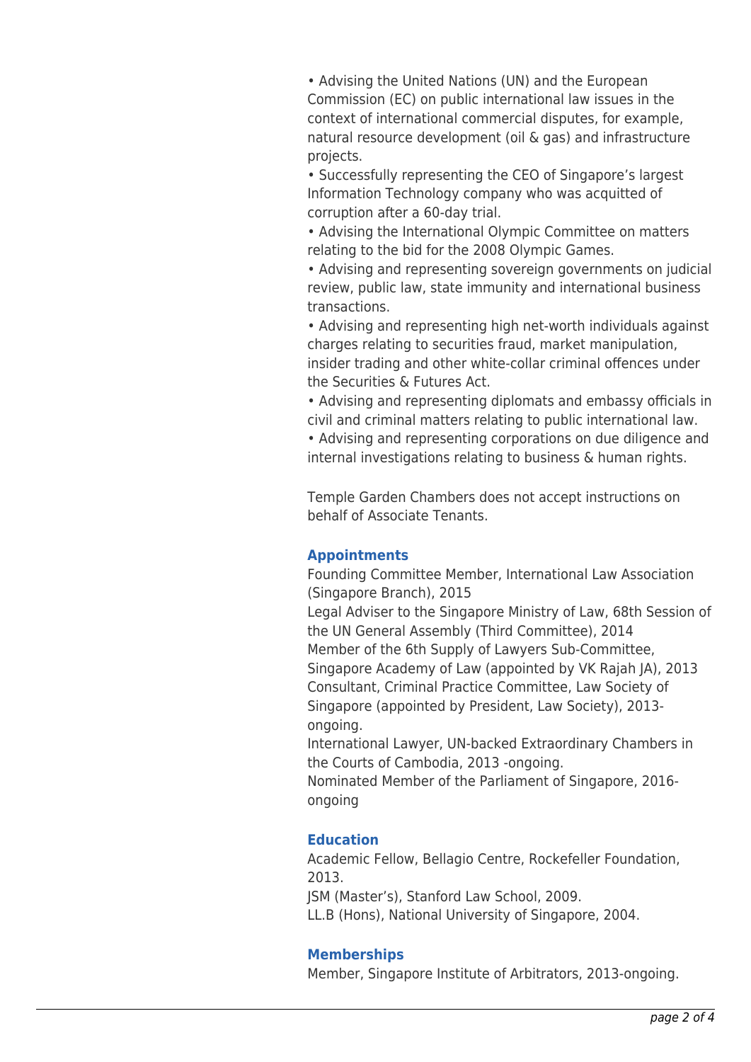- Advising the United Nations (UN) and the European Commission (EC) on public international law issues in the context of international commercial disputes, for example, natural resource development (oil & gas) and infrastructure projects.
- Successfully representing the CEO of Singapore's largest Information Technology company who was acquitted of corruption after a 60-day trial.
- Advising the International Olympic Committee on matters relating to the bid for the 2008 Olympic Games.
- Advising and representing sovereign governments on judicial review, public law, state immunity and international business transactions.
- Advising and representing high net-worth individuals against charges relating to securities fraud, market manipulation, insider trading and other white-collar criminal offences under the Securities & Futures Act.
- Advising and representing diplomats and embassy officials in civil and criminal matters relating to public international law.
- Advising and representing corporations on due diligence and internal investigations relating to business & human rights.

Temple Garden Chambers does not accept instructions on behalf of Associate Tenants.

### Appointments

Founding Committee Member, International Law Association (Singapore Branch), 2015
Legal Adviser to the Singapore Ministry of Law, 68th Session of the UN General Assembly (Third Committee), 2014
Member of the 6th Supply of Lawyers Sub-Committee, Singapore Academy of Law (appointed by VK Rajah JA), 2013
Consultant, Criminal Practice Committee, Law Society of Singapore (appointed by President, Law Society), 2013-ongoing.
International Lawyer, UN-backed Extraordinary Chambers in the Courts of Cambodia, 2013 -ongoing.
Nominated Member of the Parliament of Singapore, 2016-ongoing

### Education

Academic Fellow, Bellagio Centre, Rockefeller Foundation, 2013.
JSM (Master's), Stanford Law School, 2009.
LL.B (Hons), National University of Singapore, 2004.

### Memberships

Member, Singapore Institute of Arbitrators, 2013-ongoing.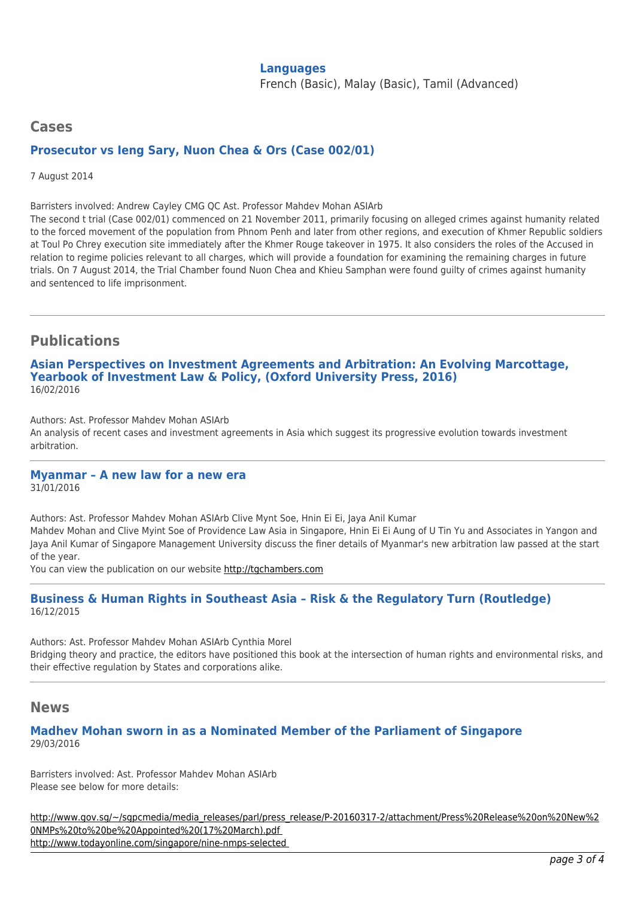**Languages**
French (Basic), Malay (Basic), Tamil (Advanced)

## Cases

### Prosecutor vs Ieng Sary, Nuon Chea & Ors (Case 002/01)

7 August 2014

Barristers involved: Andrew Cayley CMG QC Ast. Professor Mahdev Mohan ASIArb
The second t trial (Case 002/01) commenced on 21 November 2011, primarily focusing on alleged crimes against humanity related to the forced movement of the population from Phnom Penh and later from other regions, and execution of Khmer Republic soldiers at Toul Po Chrey execution site immediately after the Khmer Rouge takeover in 1975. It also considers the roles of the Accused in relation to regime policies relevant to all charges, which will provide a foundation for examining the remaining charges in future trials. On 7 August 2014, the Trial Chamber found Nuon Chea and Khieu Samphan were found guilty of crimes against humanity and sentenced to life imprisonment.

---

## Publications

### Asian Perspectives on Investment Agreements and Arbitration: An Evolving Marcottage, Yearbook of Investment Law & Policy, (Oxford University Press, 2016)

16/02/2016

Authors: Ast. Professor Mahdev Mohan ASIArb
An analysis of recent cases and investment agreements in Asia which suggest its progressive evolution towards investment arbitration.

---

### Myanmar – A new law for a new era

31/01/2016

Authors: Ast. Professor Mahdev Mohan ASIArb Clive Mynt Soe, Hnin Ei Ei, Jaya Anil Kumar
Mahdev Mohan and Clive Myint Soe of Providence Law Asia in Singapore, Hnin Ei Ei Aung of U Tin Yu and Associates in Yangon and Jaya Anil Kumar of Singapore Management University discuss the finer details of Myanmar's new arbitration law passed at the start of the year.
You can view the publication on our website http://tgchambers.com

---

### Business & Human Rights in Southeast Asia – Risk & the Regulatory Turn (Routledge)

16/12/2015

Authors: Ast. Professor Mahdev Mohan ASIArb Cynthia Morel
Bridging theory and practice, the editors have positioned this book at the intersection of human rights and environmental risks, and their effective regulation by States and corporations alike.

---

## News

### Madhev Mohan sworn in as a Nominated Member of the Parliament of Singapore

29/03/2016

Barristers involved: Ast. Professor Mahdev Mohan ASIArb
Please see below for more details:

http://www.gov.sg/~/sgpcmedia/media_releases/parl/press_release/P-20160317-2/attachment/Press%20Release%20on%20New%20NMPs%20to%20be%20Appointed%20(17%20March).pdf
http://www.todayonline.com/singapore/nine-nmps-selected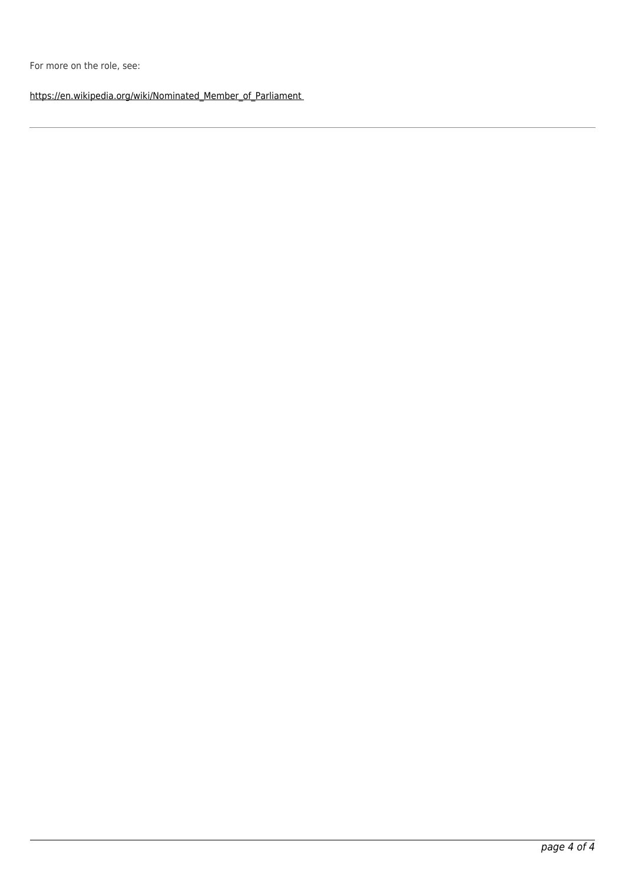For more on the role, see:

https://en.wikipedia.org/wiki/Nominated_Member_of_Parliament

---